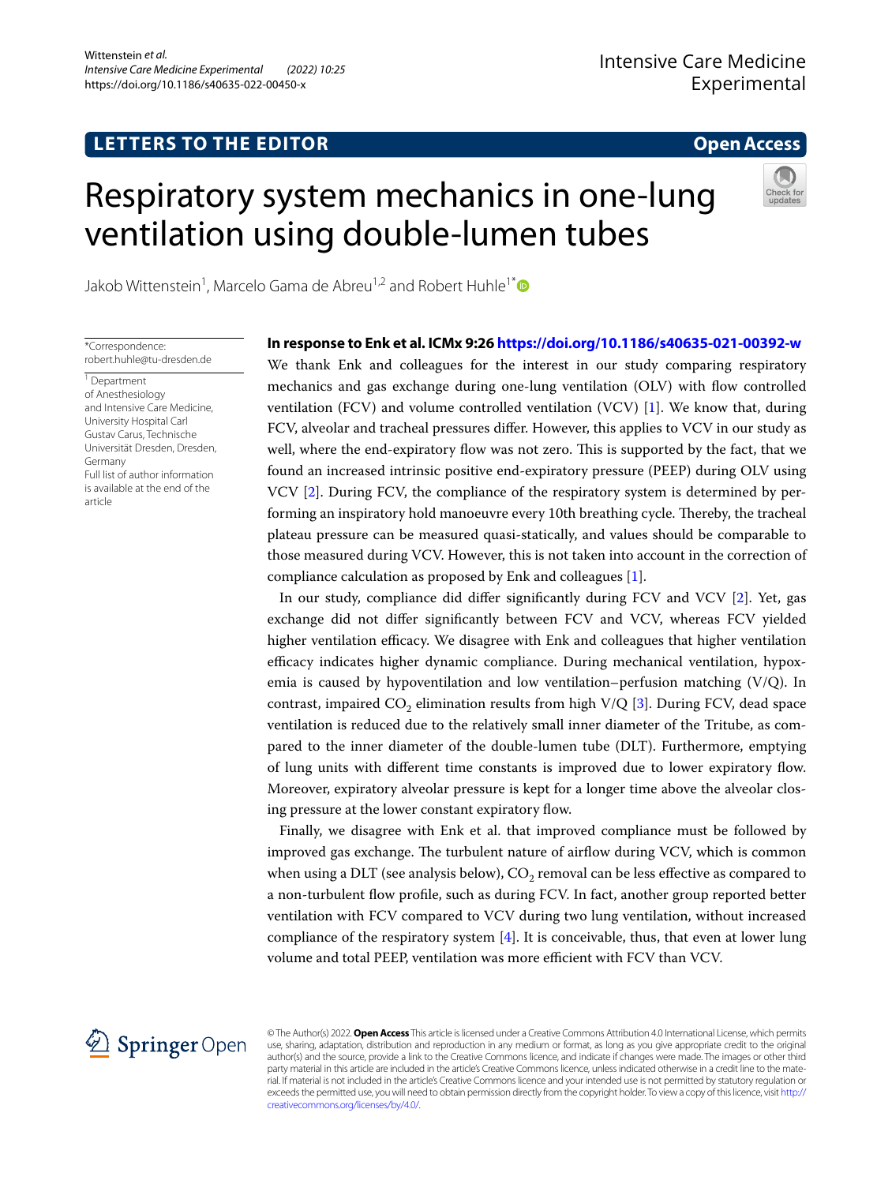**LETTERS TO THE EDITOR** **Open Access**

# Respiratory system mechanics in one-lung ventilation using double-lumen tubes

Jakob Wittenstein[1], Marcelo Gama de Abreu[1,2] and Robert Huhle[1*]

*Correspondence: robert.huhle@tu-dresden.de

[1] Department of Anesthesiology and Intensive Care Medicine, University Hospital Carl Gustav Carus, Technische Universität Dresden, Dresden, Germany

Full list of author information is available at the end of the article

**In response to Enk et al. ICMx 9:26 https://doi.org/10.1186/s40635-021-00392-w**

We thank Enk and colleagues for the interest in our study comparing respiratory mechanics and gas exchange during one-lung ventilation (OLV) with flow controlled ventilation (FCV) and volume controlled ventilation (VCV) [1]. We know that, during FCV, alveolar and tracheal pressures differ. However, this applies to VCV in our study as well, where the end-expiratory flow was not zero. This is supported by the fact, that we found an increased intrinsic positive end-expiratory pressure (PEEP) during OLV using VCV [2]. During FCV, the compliance of the respiratory system is determined by performing an inspiratory hold manoeuvre every 10th breathing cycle. Thereby, the tracheal plateau pressure can be measured quasi-statically, and values should be comparable to those measured during VCV. However, this is not taken into account in the correction of compliance calculation as proposed by Enk and colleagues [1].

In our study, compliance did differ significantly during FCV and VCV [2]. Yet, gas exchange did not differ significantly between FCV and VCV, whereas FCV yielded higher ventilation efficacy. We disagree with Enk and colleagues that higher ventilation efficacy indicates higher dynamic compliance. During mechanical ventilation, hypoxemia is caused by hypoventilation and low ventilation–perfusion matching (V/Q). In contrast, impaired $CO_2$ elimination results from high V/Q [3]. During FCV, dead space ventilation is reduced due to the relatively small inner diameter of the Tritube, as compared to the inner diameter of the double-lumen tube (DLT). Furthermore, emptying of lung units with different time constants is improved due to lower expiratory flow. Moreover, expiratory alveolar pressure is kept for a longer time above the alveolar closing pressure at the lower constant expiratory flow.

Finally, we disagree with Enk et al. that improved compliance must be followed by improved gas exchange. The turbulent nature of airflow during VCV, which is common when using a DLT (see analysis below), $CO_2$ removal can be less effective as compared to a non-turbulent flow profile, such as during FCV. In fact, another group reported better ventilation with FCV compared to VCV during two lung ventilation, without increased compliance of the respiratory system [4]. It is conceivable, thus, that even at lower lung volume and total PEEP, ventilation was more efficient with FCV than VCV.

© The Author(s) 2022. **Open Access** This article is licensed under a Creative Commons Attribution 4.0 International License, which permits use, sharing, adaptation, distribution and reproduction in any medium or format, as long as you give appropriate credit to the original author(s) and the source, provide a link to the Creative Commons licence, and indicate if changes were made. The images or other third party material in this article are included in the article's Creative Commons licence, unless indicated otherwise in a credit line to the material. If material is not included in the article's Creative Commons licence and your intended use is not permitted by statutory regulation or exceeds the permitted use, you will need to obtain permission directly from the copyright holder. To view a copy of this licence, visit http://creativecommons.org/licenses/by/4.0/.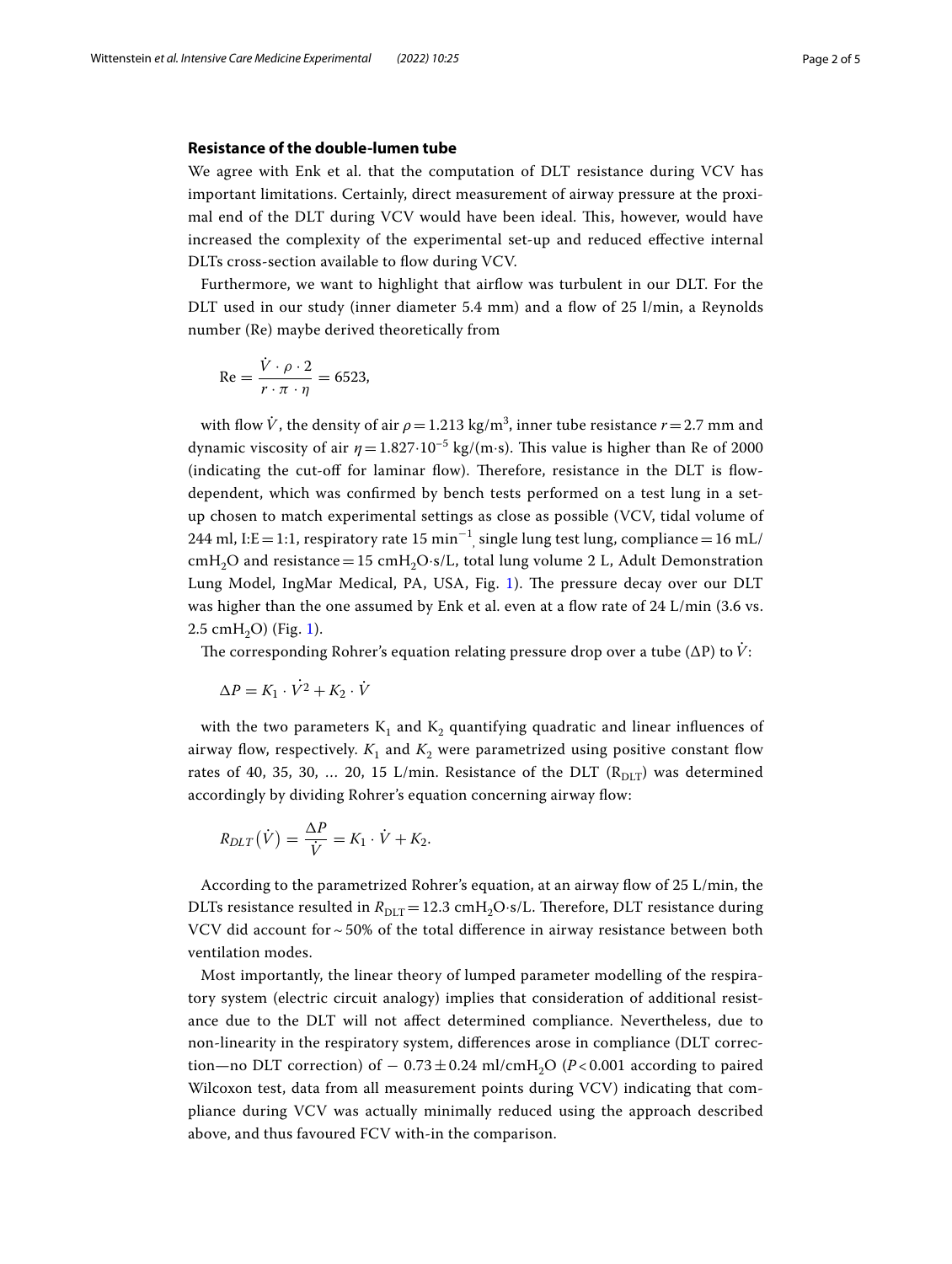## Resistance of the double-lumen tube

We agree with Enk et al. that the computation of DLT resistance during VCV has important limitations. Certainly, direct measurement of airway pressure at the proximal end of the DLT during VCV would have been ideal. This, however, would have increased the complexity of the experimental set-up and reduced effective internal DLTs cross-section available to flow during VCV.

Furthermore, we want to highlight that airflow was turbulent in our DLT. For the DLT used in our study (inner diameter 5.4 mm) and a flow of 25 l/min, a Reynolds number (Re) maybe derived theoretically from

$$\mathrm{Re} = \frac{\dot{V} \cdot \rho \cdot 2}{r \cdot \pi \cdot \eta} = 6523,$$

with flow $\dot{V}$, the density of air $\rho = 1.213\ \mathrm{kg/m^3}$, inner tube resistance $r = 2.7$ mm and dynamic viscosity of air $\eta = 1.827 \cdot 10^{-5}\ \mathrm{kg/(m \cdot s)}$. This value is higher than Re of 2000 (indicating the cut-off for laminar flow). Therefore, resistance in the DLT is flow-dependent, which was confirmed by bench tests performed on a test lung in a set-up chosen to match experimental settings as close as possible (VCV, tidal volume of 244 ml, I:E = 1:1, respiratory rate 15 $\mathrm{min^{-1}}$, single lung test lung, compliance = 16 mL/cm$H_2O$ and resistance = 15 cm$H_2O$·s/L, total lung volume 2 L, Adult Demonstration Lung Model, IngMar Medical, PA, USA, Fig. 1). The pressure decay over our DLT was higher than the one assumed by Enk et al. even at a flow rate of 24 L/min (3.6 vs. 2.5 cm$H_2O$) (Fig. 1).

The corresponding Rohrer's equation relating pressure drop over a tube ($\Delta P$) to $\dot{V}$:

$$\Delta P = K_1 \cdot \dot{V}^2 + K_2 \cdot \dot{V}$$

with the two parameters $K_1$ and $K_2$ quantifying quadratic and linear influences of airway flow, respectively. $K_1$ and $K_2$ were parametrized using positive constant flow rates of 40, 35, 30, ... 20, 15 L/min. Resistance of the DLT ($R_{DLT}$) was determined accordingly by dividing Rohrer's equation concerning airway flow:

$$R_{DLT}(\dot{V}) = \frac{\Delta P}{\dot{V}} = K_1 \cdot \dot{V} + K_2.$$

According to the parametrized Rohrer's equation, at an airway flow of 25 L/min, the DLTs resistance resulted in $R_{DLT} = 12.3$ cm$H_2O$·s/L. Therefore, DLT resistance during VCV did account for ~ 50% of the total difference in airway resistance between both ventilation modes.

Most importantly, the linear theory of lumped parameter modelling of the respiratory system (electric circuit analogy) implies that consideration of additional resistance due to the DLT will not affect determined compliance. Nevertheless, due to non-linearity in the respiratory system, differences arose in compliance (DLT correction—no DLT correction) of $-0.73 \pm 0.24$ ml/cm$H_2O$ ($P < 0.001$ according to paired Wilcoxon test, data from all measurement points during VCV) indicating that compliance during VCV was actually minimally reduced using the approach described above, and thus favoured FCV with-in the comparison.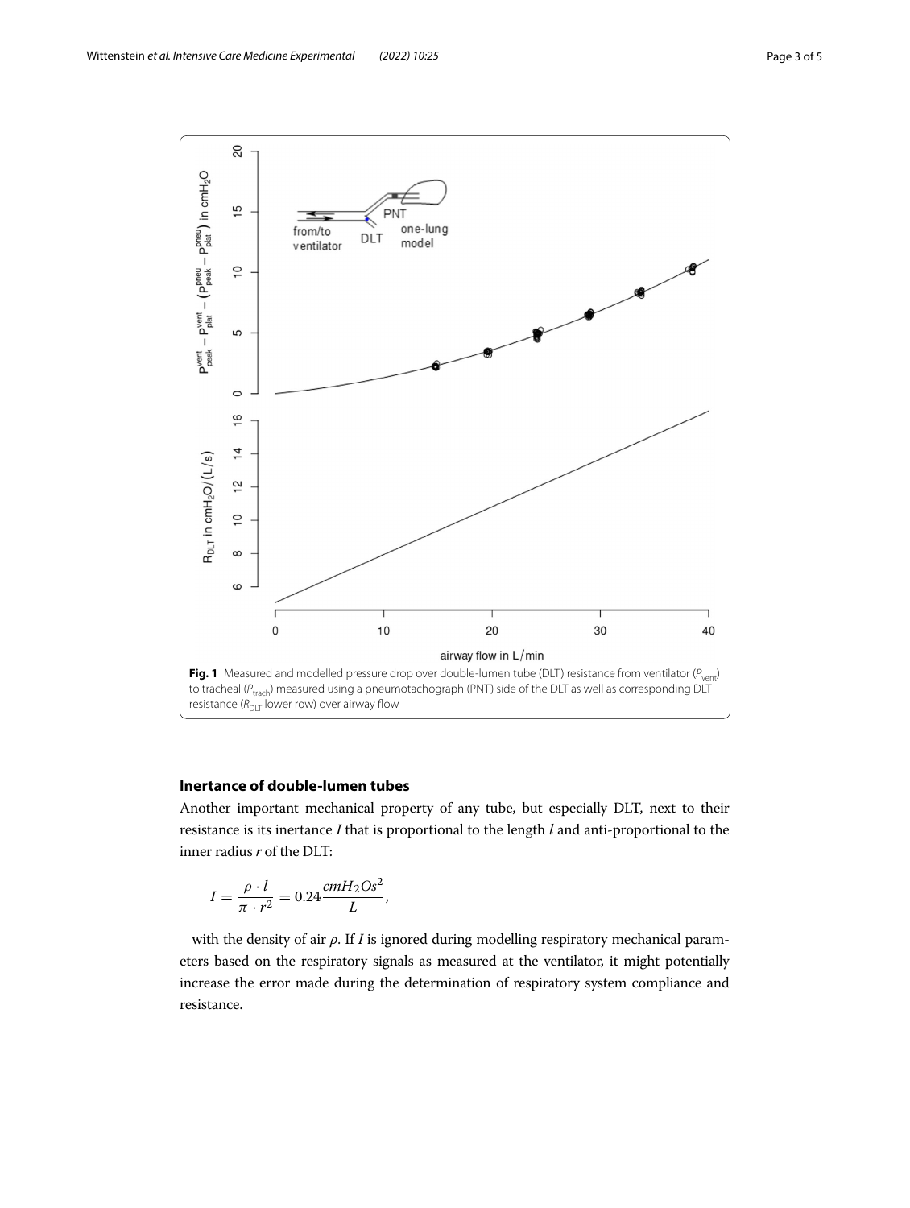$P_{peak}^{vent} - P_{plat}^{vent} - (P_{peak}^{pneu} - P_{plat}^{pneu})$ in cmH$_2$O

20

15

10

5

0

from/to ventilator

DLT

PNT

one-lung model

$R_{DLT}$ in cmH$_2$O/(L/s)

16

14

12

10

8

6

0

10

20

30

40

airway flow in L/min

**Fig. 1** Measured and modelled pressure drop over double-lumen tube (DLT) resistance from ventilator ($P_{vent}$) to tracheal ($P_{trach}$) measured using a pneumotachograph (PNT) side of the DLT as well as corresponding DLT resistance ($R_{DLT}$ lower row) over airway flow

## Inertance of double-lumen tubes

Another important mechanical property of any tube, but especially DLT, next to their resistance is its inertance $I$ that is proportional to the length $l$ and anti-proportional to the inner radius $r$ of the DLT:

$$I = \frac{\rho \cdot l}{\pi \cdot r^2} = 0.24 \frac{cmH_2Os^2}{L},$$

with the density of air $\rho$. If $I$ is ignored during modelling respiratory mechanical parameters based on the respiratory signals as measured at the ventilator, it might potentially increase the error made during the determination of respiratory system compliance and resistance.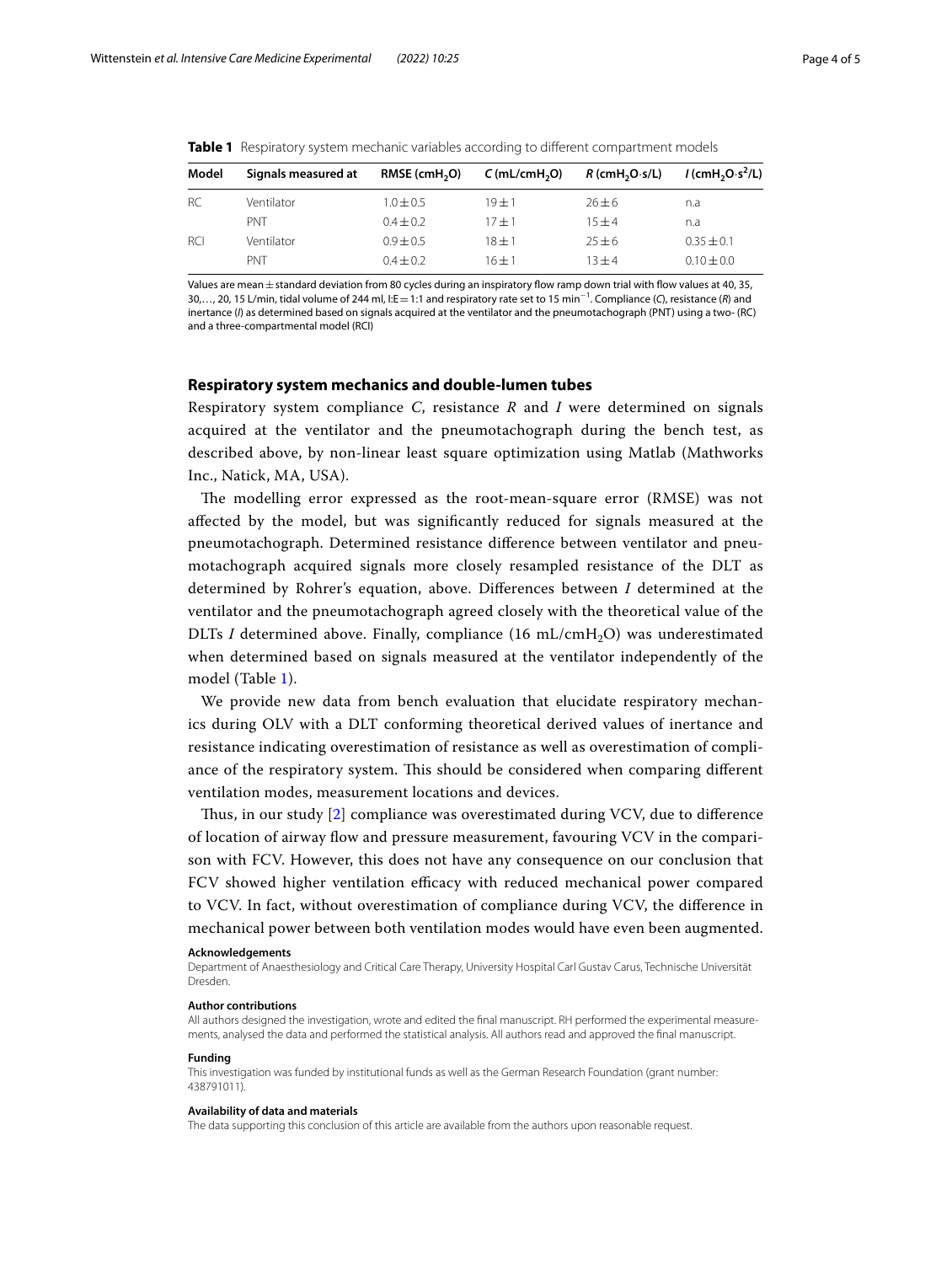**Table 1** Respiratory system mechanic variables according to different compartment models

| Model | Signals measured at | RMSE ($cmH_2O$) | $C$ ($mL/cmH_2O$) | $R$ ($cmH_2O{\cdot}s/L$) | $I$ ($cmH_2O{\cdot}s^2/L$) |
|---|---|---|---|---|---|
| RC | Ventilator | 1.0 ± 0.5 | 19 ± 1 | 26 ± 6 | n.a |
| | PNT | 0.4 ± 0.2 | 17 ± 1 | 15 ± 4 | n.a |
| RCI | Ventilator | 0.9 ± 0.5 | 18 ± 1 | 25 ± 6 | 0.35 ± 0.1 |
| | PNT | 0.4 ± 0.2 | 16 ± 1 | 13 ± 4 | 0.10 ± 0.0 |

Values are mean ± standard deviation from 80 cycles during an inspiratory flow ramp down trial with flow values at 40, 35, 30,…, 20, 15 L/min, tidal volume of 244 ml, I:E = 1:1 and respiratory rate set to 15 $min^{-1}$. Compliance (*C*), resistance (*R*) and inertance (*I*) as determined based on signals acquired at the ventilator and the pneumotachograph (PNT) using a two- (RC) and a three-compartmental model (RCI)

## Respiratory system mechanics and double-lumen tubes

Respiratory system compliance *C*, resistance *R* and *I* were determined on signals acquired at the ventilator and the pneumotachograph during the bench test, as described above, by non-linear least square optimization using Matlab (Mathworks Inc., Natick, MA, USA).

The modelling error expressed as the root-mean-square error (RMSE) was not affected by the model, but was significantly reduced for signals measured at the pneumotachograph. Determined resistance difference between ventilator and pneumotachograph acquired signals more closely resampled resistance of the DLT as determined by Rohrer's equation, above. Differences between *I* determined at the ventilator and the pneumotachograph agreed closely with the theoretical value of the DLTs *I* determined above. Finally, compliance (16 $mL/cmH_2O$) was underestimated when determined based on signals measured at the ventilator independently of the model (Table 1).

We provide new data from bench evaluation that elucidate respiratory mechanics during OLV with a DLT conforming theoretical derived values of inertance and resistance indicating overestimation of resistance as well as overestimation of compliance of the respiratory system. This should be considered when comparing different ventilation modes, measurement locations and devices.

Thus, in our study [2] compliance was overestimated during VCV, due to difference of location of airway flow and pressure measurement, favouring VCV in the comparison with FCV. However, this does not have any consequence on our conclusion that FCV showed higher ventilation efficacy with reduced mechanical power compared to VCV. In fact, without overestimation of compliance during VCV, the difference in mechanical power between both ventilation modes would have even been augmented.

#### Acknowledgements

Department of Anaesthesiology and Critical Care Therapy, University Hospital Carl Gustav Carus, Technische Universität Dresden.

#### Author contributions

All authors designed the investigation, wrote and edited the final manuscript. RH performed the experimental measurements, analysed the data and performed the statistical analysis. All authors read and approved the final manuscript.

#### Funding

This investigation was funded by institutional funds as well as the German Research Foundation (grant number: 438791011).

#### Availability of data and materials

The data supporting this conclusion of this article are available from the authors upon reasonable request.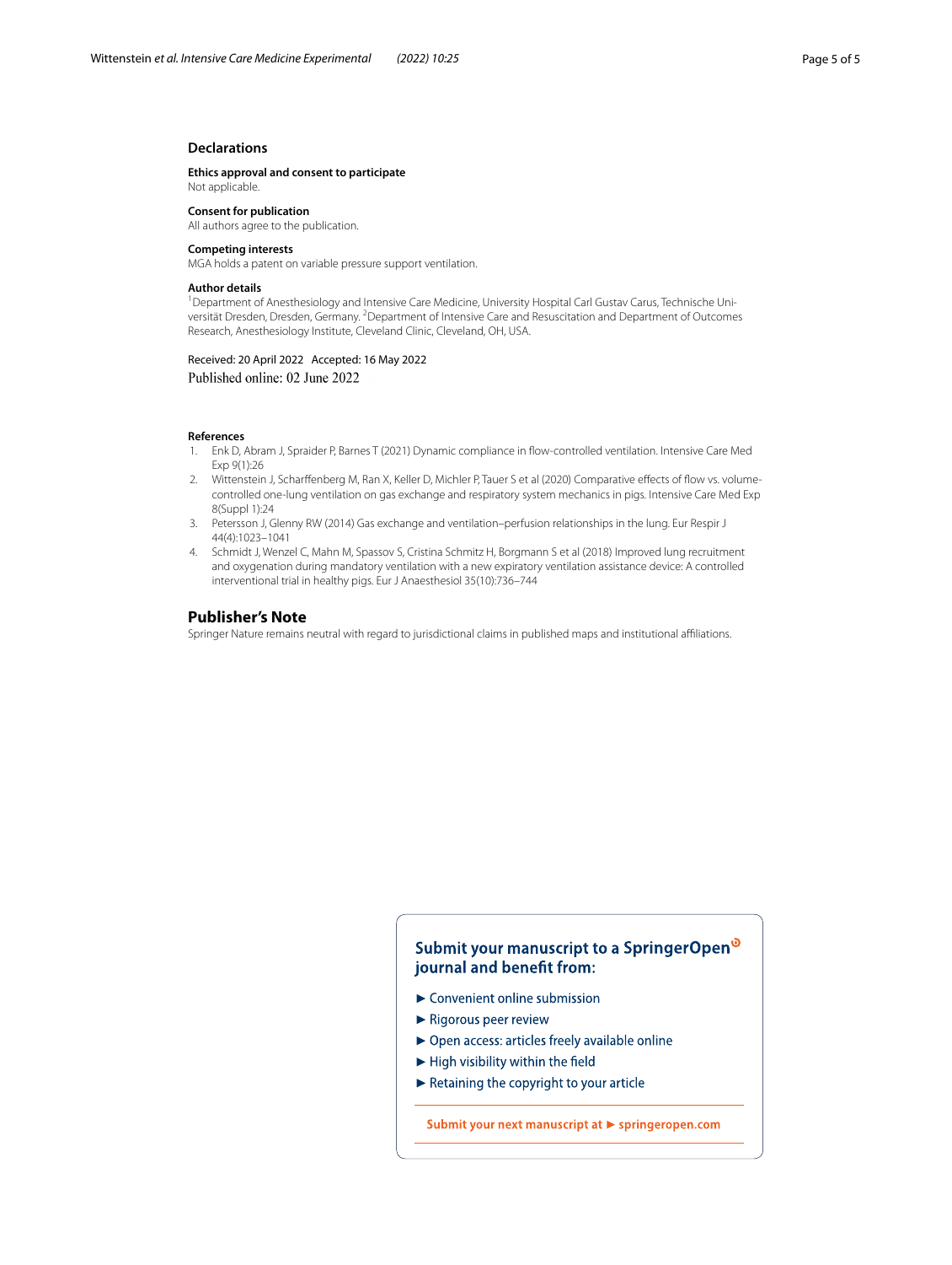## Declarations

**Ethics approval and consent to participate**
Not applicable.

**Consent for publication**
All authors agree to the publication.

**Competing interests**
MGA holds a patent on variable pressure support ventilation.

**Author details**
[1]Department of Anesthesiology and Intensive Care Medicine, University Hospital Carl Gustav Carus, Technische Universität Dresden, Dresden, Germany. [2]Department of Intensive Care and Resuscitation and Department of Outcomes Research, Anesthesiology Institute, Cleveland Clinic, Cleveland, OH, USA.

Received: 20 April 2022 Accepted: 16 May 2022
Published online: 02 June 2022

**References**

1. Enk D, Abram J, Spraider P, Barnes T (2021) Dynamic compliance in flow-controlled ventilation. Intensive Care Med Exp 9(1):26
2. Wittenstein J, Scharffenberg M, Ran X, Keller D, Michler P, Tauer S et al (2020) Comparative effects of flow vs. volume-controlled one-lung ventilation on gas exchange and respiratory system mechanics in pigs. Intensive Care Med Exp 8(Suppl 1):24
3. Petersson J, Glenny RW (2014) Gas exchange and ventilation–perfusion relationships in the lung. Eur Respir J 44(4):1023–1041
4. Schmidt J, Wenzel C, Mahn M, Spassov S, Cristina Schmitz H, Borgmann S et al (2018) Improved lung recruitment and oxygenation during mandatory ventilation with a new expiratory ventilation assistance device: A controlled interventional trial in healthy pigs. Eur J Anaesthesiol 35(10):736–744

## Publisher's Note

Springer Nature remains neutral with regard to jurisdictional claims in published maps and institutional affiliations.

**Submit your manuscript to a SpringerOpen journal and benefit from:**

- ► Convenient online submission
- ► Rigorous peer review
- ► Open access: articles freely available online
- ► High visibility within the field
- ► Retaining the copyright to your article

**Submit your next manuscript at ► springeropen.com**